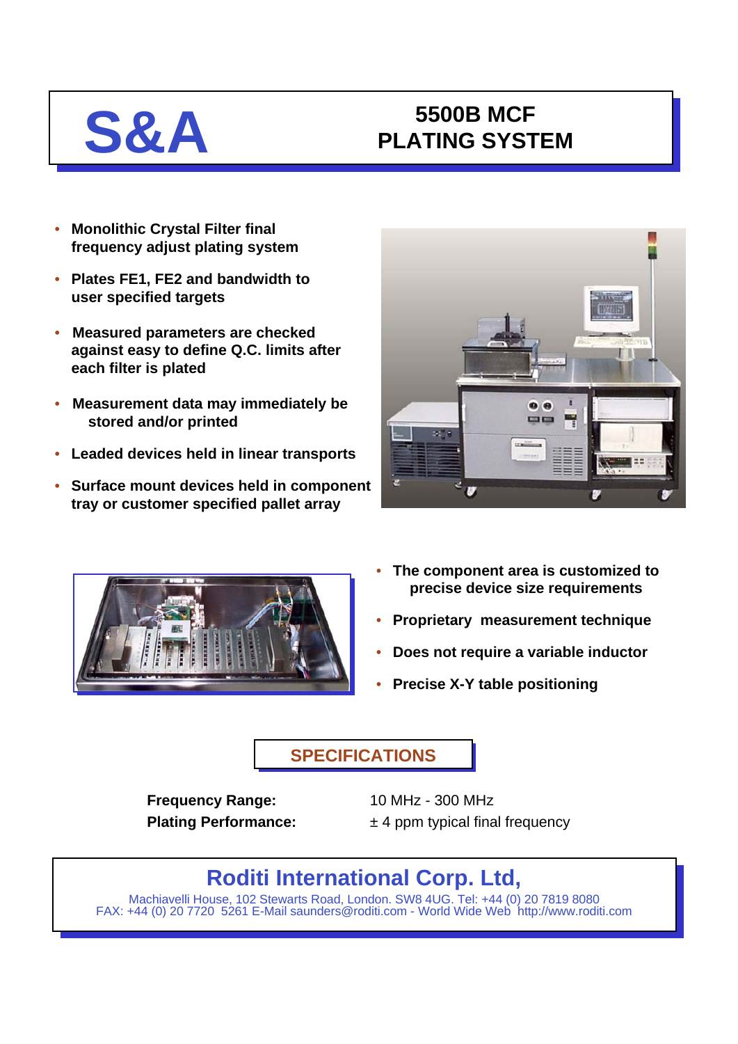# S&A

## 5500B MCF PLATING SYSTEM

- **Monolithic Crystal Filter final frequency adjust plating system**
- **Plates FE1, FE2 and bandwidth to user specified targets**
- **Measured parameters are checked against easy to define Q.C. limits after each filter is plated**
- **Measurement data may immediately be stored and/or printed**
- **Leaded devices held in linear transports**
- **Surface mount devices held in component tray or customer specified pallet array**

- **The component area is customized to precise device size requirements**
- **Proprietary measurement technique**
- **Does not require a variable inductor**
- **Precise X-Y table positioning**

## SPECIFICATIONS

| | |
|---|---|
| **Frequency Range:** | 10 MHz - 300 MHz |
| **Plating Performance:** | ± 4 ppm typical final frequency |

## Roditi International Corp. Ltd,

Machiavelli House, 102 Stewarts Road, London. SW8 4UG. Tel: +44 (0) 20 7819 8080
FAX: +44 (0) 20 7720 5261 E-Mail saunders@roditi.com - World Wide Web http://www.roditi.com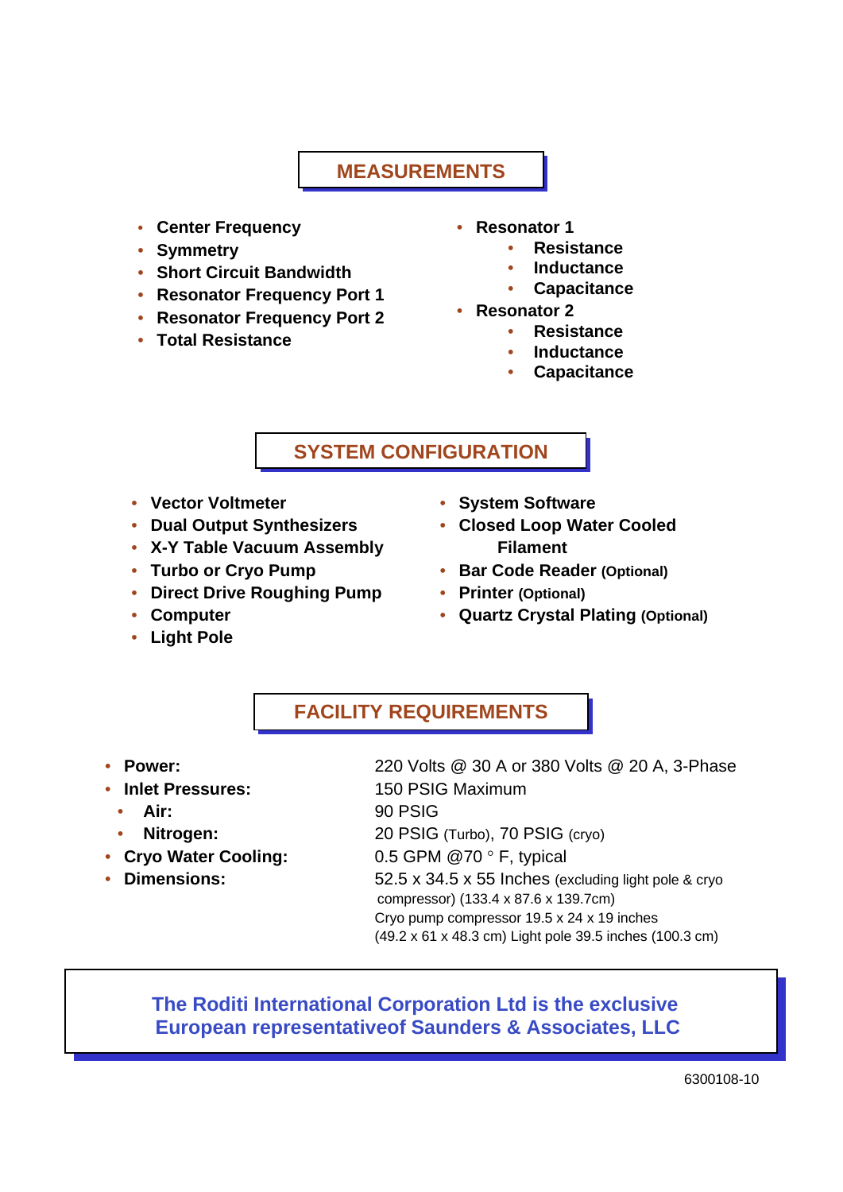## MEASUREMENTS

- **Center Frequency**
- **Symmetry**
- **Short Circuit Bandwidth**
- **Resonator Frequency Port 1**
- **Resonator Frequency Port 2**
- **Total Resistance**
- **Resonator 1**
  - **Resistance**
  - **Inductance**
  - **Capacitance**
- **Resonator 2**
  - **Resistance**
  - **Inductance**
  - **Capacitance**

## SYSTEM CONFIGURATION

- **Vector Voltmeter**
- **Dual Output Synthesizers**
- **X-Y Table Vacuum Assembly**
- **Turbo or Cryo Pump**
- **Direct Drive Roughing Pump**
- **Computer**
- **Light Pole**
- **System Software**
- **Closed Loop Water Cooled Filament**
- **Bar Code Reader (Optional)**
- **Printer (Optional)**
- **Quartz Crystal Plating (Optional)**

## FACILITY REQUIREMENTS

- **Power:** 220 Volts @ 30 A or 380 Volts @ 20 A, 3-Phase
- **Inlet Pressures:** 150 PSIG Maximum
  - **Air:** 90 PSIG
  - **Nitrogen:** 20 PSIG (Turbo), 70 PSIG (cryo)
- **Cryo Water Cooling:** 0.5 GPM @70 ° F, typical
- **Dimensions:** 52.5 x 34.5 x 55 Inches (excluding light pole & cryo compressor) (133.4 x 87.6 x 139.7cm) Cryo pump compressor 19.5 x 24 x 19 inches (49.2 x 61 x 48.3 cm) Light pole 39.5 inches (100.3 cm)

**The Roditi International Corporation Ltd is the exclusive European representativeof Saunders & Associates, LLC**

6300108-10